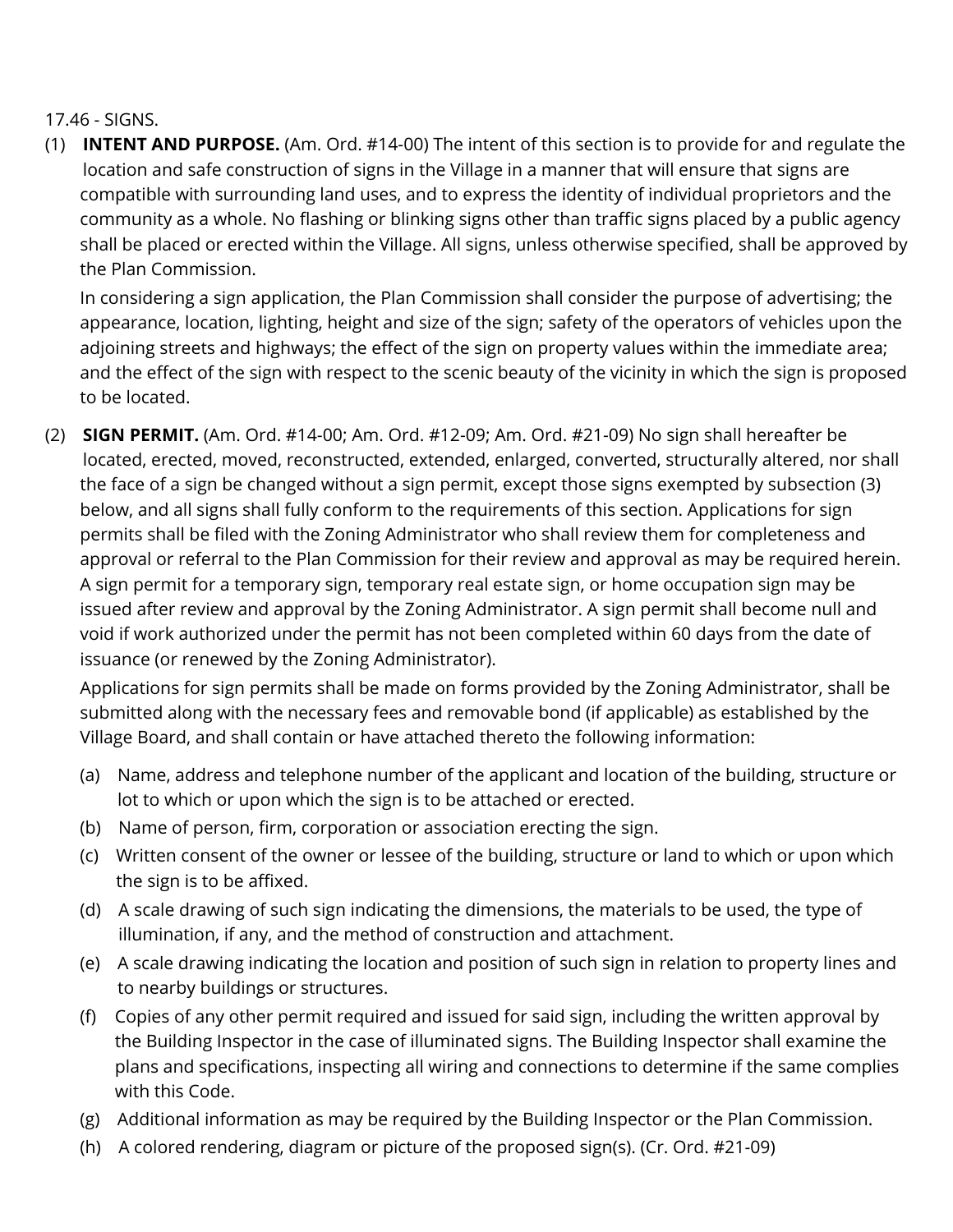17.46 - SIGNS.

(1) **INTENT AND PURPOSE.** (Am. Ord. #14-00) The intent of this section is to provide for and regulate the location and safe construction of signs in the Village in a manner that will ensure that signs are compatible with surrounding land uses, and to express the identity of individual proprietors and the community as a whole. No flashing or blinking signs other than traffic signs placed by a public agency shall be placed or erected within the Village. All signs, unless otherwise specified, shall be approved by the Plan Commission.

In considering a sign application, the Plan Commission shall consider the purpose of advertising; the appearance, location, lighting, height and size of the sign; safety of the operators of vehicles upon the adjoining streets and highways; the effect of the sign on property values within the immediate area; and the effect of the sign with respect to the scenic beauty of the vicinity in which the sign is proposed to be located.

(2) **SIGN PERMIT.** (Am. Ord. #14-00; Am. Ord. #12-09; Am. Ord. #21-09) No sign shall hereafter be located, erected, moved, reconstructed, extended, enlarged, converted, structurally altered, nor shall the face of a sign be changed without a sign permit, except those signs exempted by subsection (3) below, and all signs shall fully conform to the requirements of this section. Applications for sign permits shall be filed with the Zoning Administrator who shall review them for completeness and approval or referral to the Plan Commission for their review and approval as may be required herein. A sign permit for a temporary sign, temporary real estate sign, or home occupation sign may be issued after review and approval by the Zoning Administrator. A sign permit shall become null and void if work authorized under the permit has not been completed within 60 days from the date of issuance (or renewed by the Zoning Administrator).

Applications for sign permits shall be made on forms provided by the Zoning Administrator, shall be submitted along with the necessary fees and removable bond (if applicable) as established by the Village Board, and shall contain or have attached thereto the following information:

(a) Name, address and telephone number of the applicant and location of the building, structure or lot to which or upon which the sign is to be attached or erected.

(b) Name of person, firm, corporation or association erecting the sign.

(c) Written consent of the owner or lessee of the building, structure or land to which or upon which the sign is to be affixed.

(d) A scale drawing of such sign indicating the dimensions, the materials to be used, the type of illumination, if any, and the method of construction and attachment.

(e) A scale drawing indicating the location and position of such sign in relation to property lines and to nearby buildings or structures.

(f) Copies of any other permit required and issued for said sign, including the written approval by the Building Inspector in the case of illuminated signs. The Building Inspector shall examine the plans and specifications, inspecting all wiring and connections to determine if the same complies with this Code.

(g) Additional information as may be required by the Building Inspector or the Plan Commission.

(h) A colored rendering, diagram or picture of the proposed sign(s). (Cr. Ord. #21-09)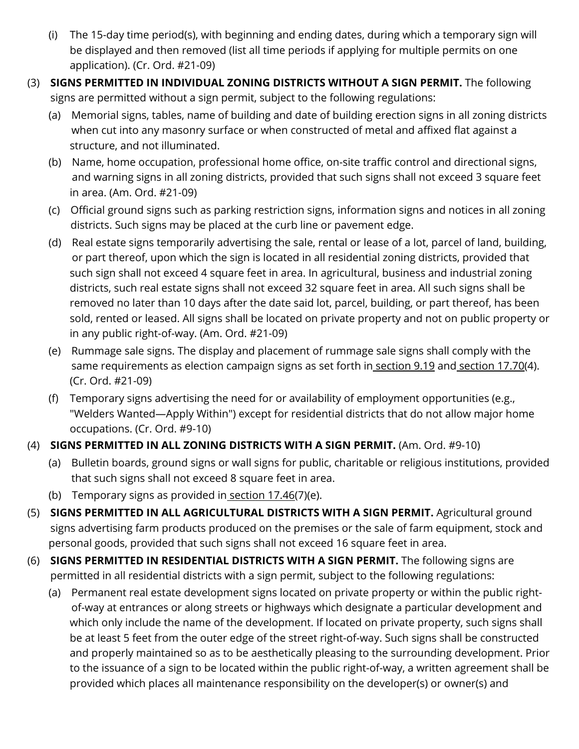(i) The 15-day time period(s), with beginning and ending dates, during which a temporary sign will be displayed and then removed (list all time periods if applying for multiple permits on one application). (Cr. Ord. #21-09)

(3) **SIGNS PERMITTED IN INDIVIDUAL ZONING DISTRICTS WITHOUT A SIGN PERMIT.** The following signs are permitted without a sign permit, subject to the following regulations:

(a) Memorial signs, tables, name of building and date of building erection signs in all zoning districts when cut into any masonry surface or when constructed of metal and affixed flat against a structure, and not illuminated.

(b) Name, home occupation, professional home office, on-site traffic control and directional signs, and warning signs in all zoning districts, provided that such signs shall not exceed 3 square feet in area. (Am. Ord. #21-09)

(c) Official ground signs such as parking restriction signs, information signs and notices in all zoning districts. Such signs may be placed at the curb line or pavement edge.

(d) Real estate signs temporarily advertising the sale, rental or lease of a lot, parcel of land, building, or part thereof, upon which the sign is located in all residential zoning districts, provided that such sign shall not exceed 4 square feet in area. In agricultural, business and industrial zoning districts, such real estate signs shall not exceed 32 square feet in area. All such signs shall be removed no later than 10 days after the date said lot, parcel, building, or part thereof, has been sold, rented or leased. All signs shall be located on private property and not on public property or in any public right-of-way. (Am. Ord. #21-09)

(e) Rummage sale signs. The display and placement of rummage sale signs shall comply with the same requirements as election campaign signs as set forth in section 9.19 and section 17.70(4). (Cr. Ord. #21-09)

(f) Temporary signs advertising the need for or availability of employment opportunities (e.g., "Welders Wanted—Apply Within") except for residential districts that do not allow major home occupations. (Cr. Ord. #9-10)

(4) **SIGNS PERMITTED IN ALL ZONING DISTRICTS WITH A SIGN PERMIT.** (Am. Ord. #9-10)

(a) Bulletin boards, ground signs or wall signs for public, charitable or religious institutions, provided that such signs shall not exceed 8 square feet in area.

(b) Temporary signs as provided in section 17.46(7)(e).

(5) **SIGNS PERMITTED IN ALL AGRICULTURAL DISTRICTS WITH A SIGN PERMIT.** Agricultural ground signs advertising farm products produced on the premises or the sale of farm equipment, stock and personal goods, provided that such signs shall not exceed 16 square feet in area.

(6) **SIGNS PERMITTED IN RESIDENTIAL DISTRICTS WITH A SIGN PERMIT.** The following signs are permitted in all residential districts with a sign permit, subject to the following regulations:

(a) Permanent real estate development signs located on private property or within the public right-of-way at entrances or along streets or highways which designate a particular development and which only include the name of the development. If located on private property, such signs shall be at least 5 feet from the outer edge of the street right-of-way. Such signs shall be constructed and properly maintained so as to be aesthetically pleasing to the surrounding development. Prior to the issuance of a sign to be located within the public right-of-way, a written agreement shall be provided which places all maintenance responsibility on the developer(s) or owner(s) and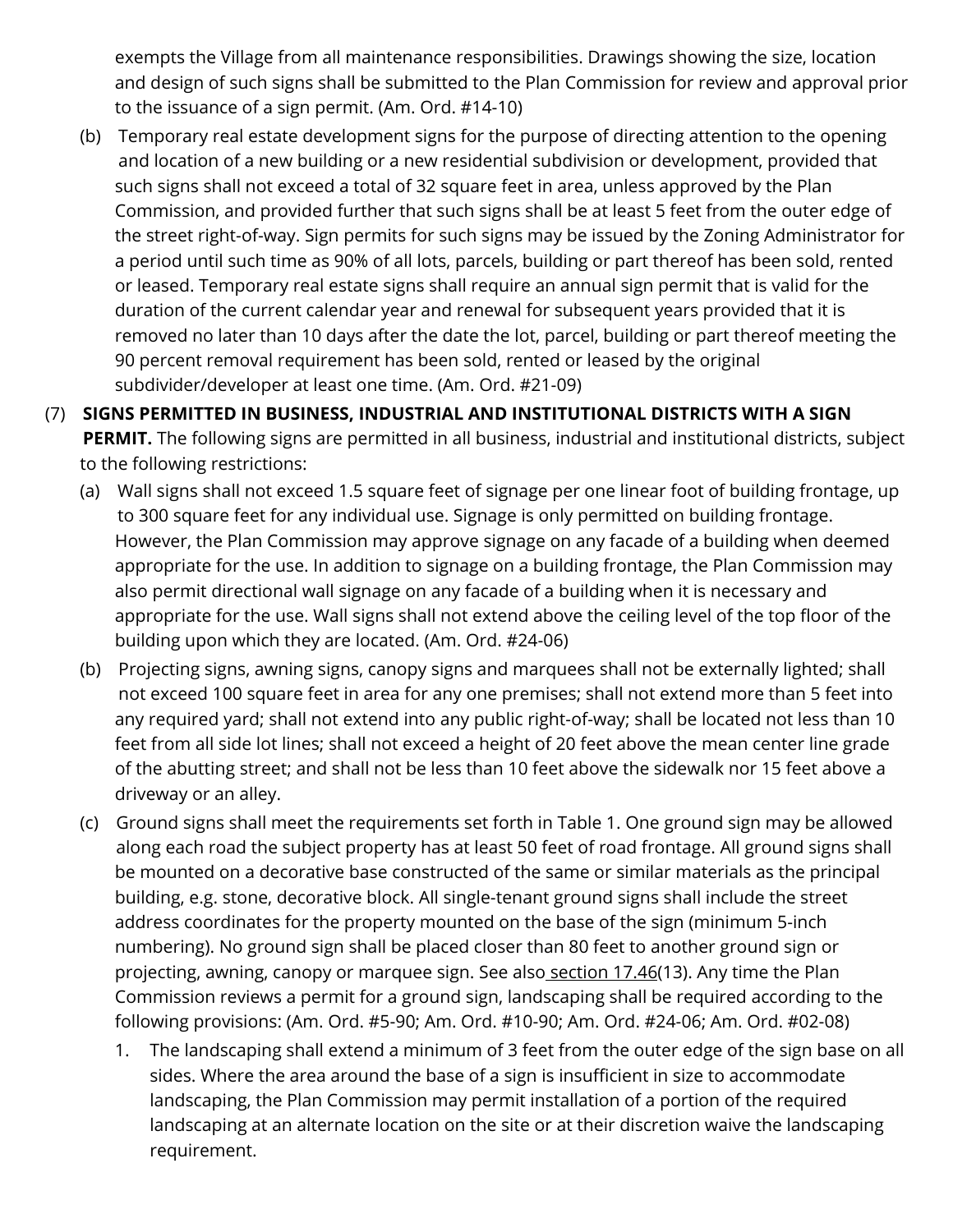exempts the Village from all maintenance responsibilities. Drawings showing the size, location and design of such signs shall be submitted to the Plan Commission for review and approval prior to the issuance of a sign permit. (Am. Ord. #14-10)

(b) Temporary real estate development signs for the purpose of directing attention to the opening and location of a new building or a new residential subdivision or development, provided that such signs shall not exceed a total of 32 square feet in area, unless approved by the Plan Commission, and provided further that such signs shall be at least 5 feet from the outer edge of the street right-of-way. Sign permits for such signs may be issued by the Zoning Administrator for a period until such time as 90% of all lots, parcels, building or part thereof has been sold, rented or leased. Temporary real estate signs shall require an annual sign permit that is valid for the duration of the current calendar year and renewal for subsequent years provided that it is removed no later than 10 days after the date the lot, parcel, building or part thereof meeting the 90 percent removal requirement has been sold, rented or leased by the original subdivider/developer at least one time. (Am. Ord. #21-09)

(7) **SIGNS PERMITTED IN BUSINESS, INDUSTRIAL AND INSTITUTIONAL DISTRICTS WITH A SIGN PERMIT.** The following signs are permitted in all business, industrial and institutional districts, subject to the following restrictions:

(a) Wall signs shall not exceed 1.5 square feet of signage per one linear foot of building frontage, up to 300 square feet for any individual use. Signage is only permitted on building frontage. However, the Plan Commission may approve signage on any facade of a building when deemed appropriate for the use. In addition to signage on a building frontage, the Plan Commission may also permit directional wall signage on any facade of a building when it is necessary and appropriate for the use. Wall signs shall not extend above the ceiling level of the top floor of the building upon which they are located. (Am. Ord. #24-06)

(b) Projecting signs, awning signs, canopy signs and marquees shall not be externally lighted; shall not exceed 100 square feet in area for any one premises; shall not extend more than 5 feet into any required yard; shall not extend into any public right-of-way; shall be located not less than 10 feet from all side lot lines; shall not exceed a height of 20 feet above the mean center line grade of the abutting street; and shall not be less than 10 feet above the sidewalk nor 15 feet above a driveway or an alley.

(c) Ground signs shall meet the requirements set forth in Table 1. One ground sign may be allowed along each road the subject property has at least 50 feet of road frontage. All ground signs shall be mounted on a decorative base constructed of the same or similar materials as the principal building, e.g. stone, decorative block. All single-tenant ground signs shall include the street address coordinates for the property mounted on the base of the sign (minimum 5-inch numbering). No ground sign shall be placed closer than 80 feet to another ground sign or projecting, awning, canopy or marquee sign. See also section 17.46(13). Any time the Plan Commission reviews a permit for a ground sign, landscaping shall be required according to the following provisions: (Am. Ord. #5-90; Am. Ord. #10-90; Am. Ord. #24-06; Am. Ord. #02-08)

1. The landscaping shall extend a minimum of 3 feet from the outer edge of the sign base on all sides. Where the area around the base of a sign is insufficient in size to accommodate landscaping, the Plan Commission may permit installation of a portion of the required landscaping at an alternate location on the site or at their discretion waive the landscaping requirement.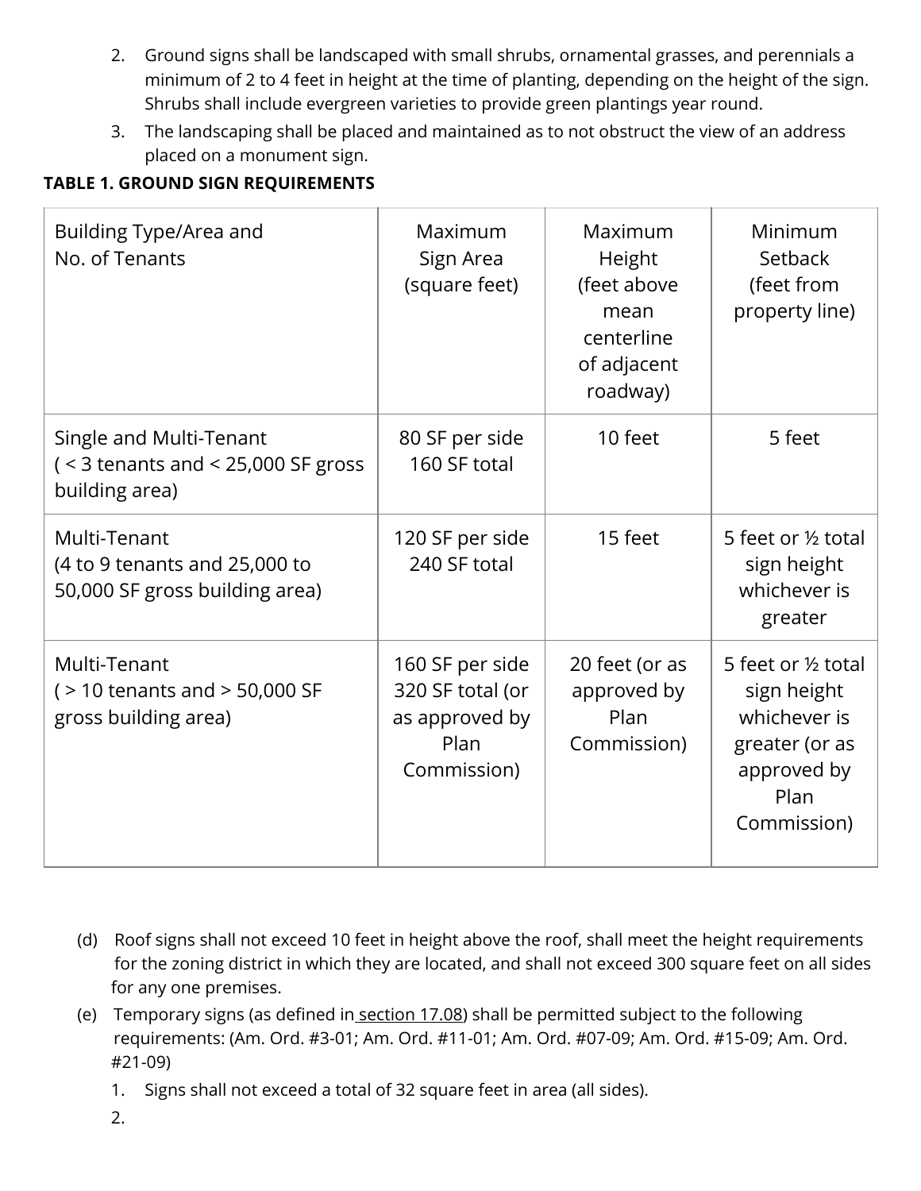2. Ground signs shall be landscaped with small shrubs, ornamental grasses, and perennials a minimum of 2 to 4 feet in height at the time of planting, depending on the height of the sign. Shrubs shall include evergreen varieties to provide green plantings year round.
3. The landscaping shall be placed and maintained as to not obstruct the view of an address placed on a monument sign.

**TABLE 1. GROUND SIGN REQUIREMENTS**

| Building Type/Area and No. of Tenants | Maximum Sign Area (square feet) | Maximum Height (feet above mean centerline of adjacent roadway) | Minimum Setback (feet from property line) |
|---|---|---|---|
| Single and Multi-Tenant ( < 3 tenants and < 25,000 SF gross building area) | 80 SF per side 160 SF total | 10 feet | 5 feet |
| Multi-Tenant (4 to 9 tenants and 25,000 to 50,000 SF gross building area) | 120 SF per side 240 SF total | 15 feet | 5 feet or ½ total sign height whichever is greater |
| Multi-Tenant ( > 10 tenants and > 50,000 SF gross building area) | 160 SF per side 320 SF total (or as approved by Plan Commission) | 20 feet (or as approved by Plan Commission) | 5 feet or ½ total sign height whichever is greater (or as approved by Plan Commission) |

(d) Roof signs shall not exceed 10 feet in height above the roof, shall meet the height requirements for the zoning district in which they are located, and shall not exceed 300 square feet on all sides for any one premises.

(e) Temporary signs (as defined in section 17.08) shall be permitted subject to the following requirements: (Am. Ord. #3-01; Am. Ord. #11-01; Am. Ord. #07-09; Am. Ord. #15-09; Am. Ord. #21-09)

1. Signs shall not exceed a total of 32 square feet in area (all sides).
2.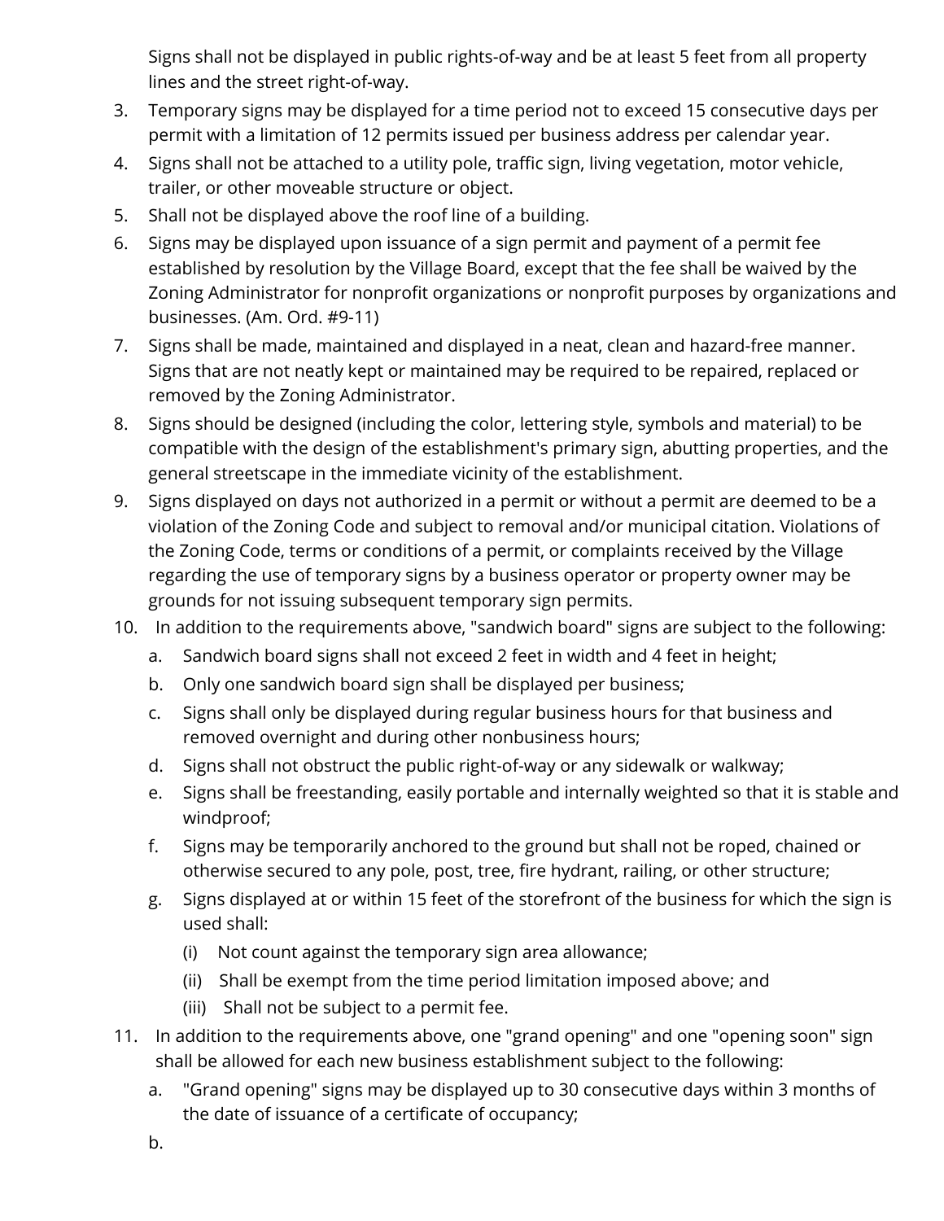Signs shall not be displayed in public rights-of-way and be at least 5 feet from all property lines and the street right-of-way.

3. Temporary signs may be displayed for a time period not to exceed 15 consecutive days per permit with a limitation of 12 permits issued per business address per calendar year.
4. Signs shall not be attached to a utility pole, traffic sign, living vegetation, motor vehicle, trailer, or other moveable structure or object.
5. Shall not be displayed above the roof line of a building.
6. Signs may be displayed upon issuance of a sign permit and payment of a permit fee established by resolution by the Village Board, except that the fee shall be waived by the Zoning Administrator for nonprofit organizations or nonprofit purposes by organizations and businesses. (Am. Ord. #9-11)
7. Signs shall be made, maintained and displayed in a neat, clean and hazard-free manner. Signs that are not neatly kept or maintained may be required to be repaired, replaced or removed by the Zoning Administrator.
8. Signs should be designed (including the color, lettering style, symbols and material) to be compatible with the design of the establishment's primary sign, abutting properties, and the general streetscape in the immediate vicinity of the establishment.
9. Signs displayed on days not authorized in a permit or without a permit are deemed to be a violation of the Zoning Code and subject to removal and/or municipal citation. Violations of the Zoning Code, terms or conditions of a permit, or complaints received by the Village regarding the use of temporary signs by a business operator or property owner may be grounds for not issuing subsequent temporary sign permits.
10. In addition to the requirements above, "sandwich board" signs are subject to the following:
    a. Sandwich board signs shall not exceed 2 feet in width and 4 feet in height;
    b. Only one sandwich board sign shall be displayed per business;
    c. Signs shall only be displayed during regular business hours for that business and removed overnight and during other nonbusiness hours;
    d. Signs shall not obstruct the public right-of-way or any sidewalk or walkway;
    e. Signs shall be freestanding, easily portable and internally weighted so that it is stable and windproof;
    f. Signs may be temporarily anchored to the ground but shall not be roped, chained or otherwise secured to any pole, post, tree, fire hydrant, railing, or other structure;
    g. Signs displayed at or within 15 feet of the storefront of the business for which the sign is used shall:
        (i) Not count against the temporary sign area allowance;
        (ii) Shall be exempt from the time period limitation imposed above; and
        (iii) Shall not be subject to a permit fee.
11. In addition to the requirements above, one "grand opening" and one "opening soon" sign shall be allowed for each new business establishment subject to the following:
    a. "Grand opening" signs may be displayed up to 30 consecutive days within 3 months of the date of issuance of a certificate of occupancy;
    b.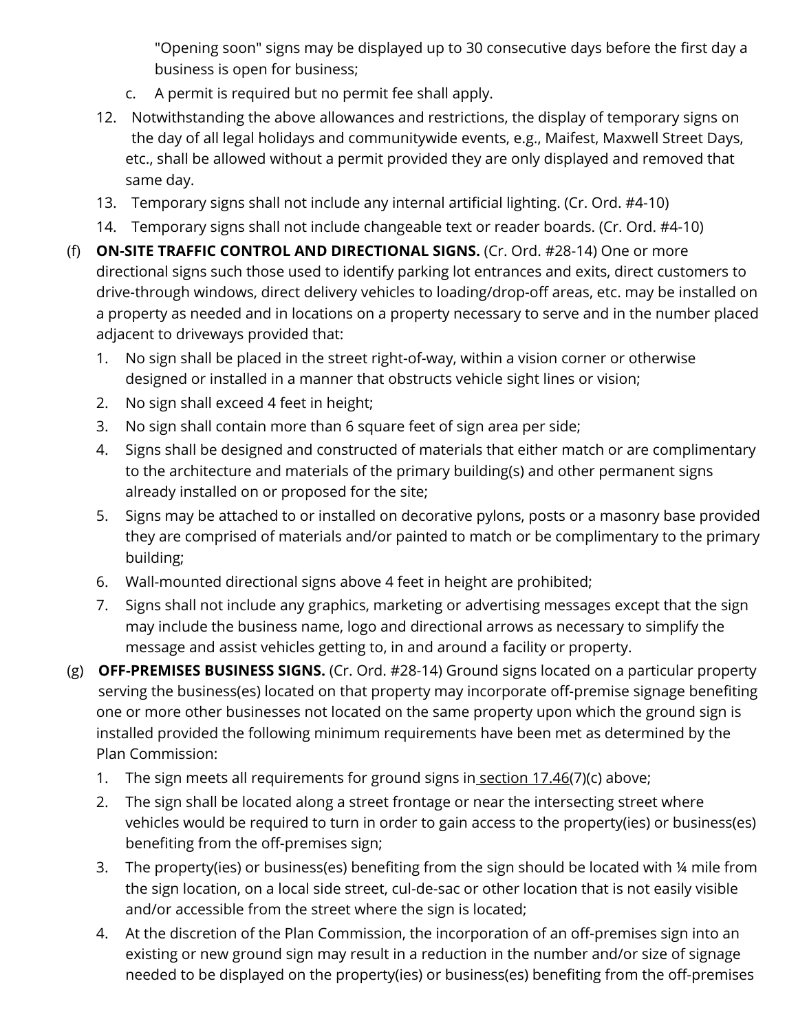"Opening soon" signs may be displayed up to 30 consecutive days before the first day a business is open for business;

   c. A permit is required but no permit fee shall apply.

12. Notwithstanding the above allowances and restrictions, the display of temporary signs on the day of all legal holidays and communitywide events, e.g., Maifest, Maxwell Street Days, etc., shall be allowed without a permit provided they are only displayed and removed that same day.
13. Temporary signs shall not include any internal artificial lighting. (Cr. Ord. #4-10)
14. Temporary signs shall not include changeable text or reader boards. (Cr. Ord. #4-10)

(f) **ON-SITE TRAFFIC CONTROL AND DIRECTIONAL SIGNS.** (Cr. Ord. #28-14) One or more directional signs such those used to identify parking lot entrances and exits, direct customers to drive-through windows, direct delivery vehicles to loading/drop-off areas, etc. may be installed on a property as needed and in locations on a property necessary to serve and in the number placed adjacent to driveways provided that:

1. No sign shall be placed in the street right-of-way, within a vision corner or otherwise designed or installed in a manner that obstructs vehicle sight lines or vision;
2. No sign shall exceed 4 feet in height;
3. No sign shall contain more than 6 square feet of sign area per side;
4. Signs shall be designed and constructed of materials that either match or are complimentary to the architecture and materials of the primary building(s) and other permanent signs already installed on or proposed for the site;
5. Signs may be attached to or installed on decorative pylons, posts or a masonry base provided they are comprised of materials and/or painted to match or be complimentary to the primary building;
6. Wall-mounted directional signs above 4 feet in height are prohibited;
7. Signs shall not include any graphics, marketing or advertising messages except that the sign may include the business name, logo and directional arrows as necessary to simplify the message and assist vehicles getting to, in and around a facility or property.

(g) **OFF-PREMISES BUSINESS SIGNS.** (Cr. Ord. #28-14) Ground signs located on a particular property serving the business(es) located on that property may incorporate off-premise signage benefiting one or more other businesses not located on the same property upon which the ground sign is installed provided the following minimum requirements have been met as determined by the Plan Commission:

1. The sign meets all requirements for ground signs in section 17.46(7)(c) above;
2. The sign shall be located along a street frontage or near the intersecting street where vehicles would be required to turn in order to gain access to the property(ies) or business(es) benefiting from the off-premises sign;
3. The property(ies) or business(es) benefiting from the sign should be located with ¼ mile from the sign location, on a local side street, cul-de-sac or other location that is not easily visible and/or accessible from the street where the sign is located;
4. At the discretion of the Plan Commission, the incorporation of an off-premises sign into an existing or new ground sign may result in a reduction in the number and/or size of signage needed to be displayed on the property(ies) or business(es) benefiting from the off-premises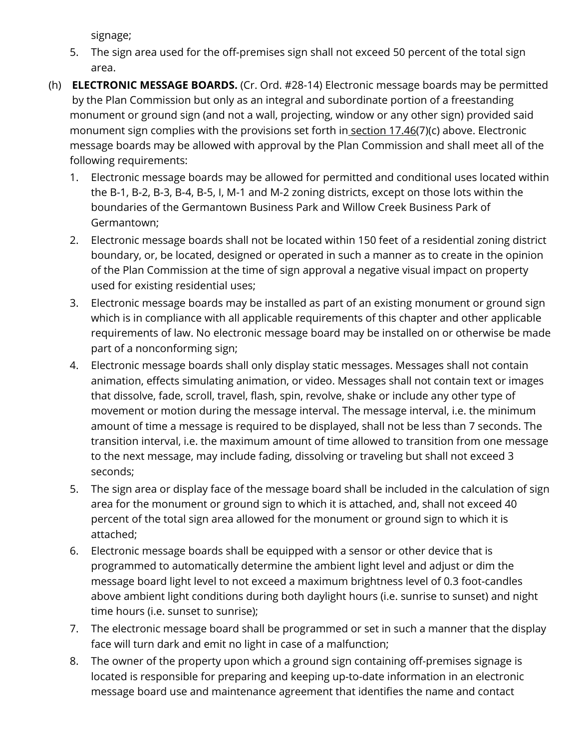signage;

5. The sign area used for the off-premises sign shall not exceed 50 percent of the total sign area.

(h) **ELECTRONIC MESSAGE BOARDS.** (Cr. Ord. #28-14) Electronic message boards may be permitted by the Plan Commission but only as an integral and subordinate portion of a freestanding monument or ground sign (and not a wall, projecting, window or any other sign) provided said monument sign complies with the provisions set forth in section 17.46(7)(c) above. Electronic message boards may be allowed with approval by the Plan Commission and shall meet all of the following requirements:

1. Electronic message boards may be allowed for permitted and conditional uses located within the B-1, B-2, B-3, B-4, B-5, I, M-1 and M-2 zoning districts, except on those lots within the boundaries of the Germantown Business Park and Willow Creek Business Park of Germantown;
2. Electronic message boards shall not be located within 150 feet of a residential zoning district boundary, or, be located, designed or operated in such a manner as to create in the opinion of the Plan Commission at the time of sign approval a negative visual impact on property used for existing residential uses;
3. Electronic message boards may be installed as part of an existing monument or ground sign which is in compliance with all applicable requirements of this chapter and other applicable requirements of law. No electronic message board may be installed on or otherwise be made part of a nonconforming sign;
4. Electronic message boards shall only display static messages. Messages shall not contain animation, effects simulating animation, or video. Messages shall not contain text or images that dissolve, fade, scroll, travel, flash, spin, revolve, shake or include any other type of movement or motion during the message interval. The message interval, i.e. the minimum amount of time a message is required to be displayed, shall not be less than 7 seconds. The transition interval, i.e. the maximum amount of time allowed to transition from one message to the next message, may include fading, dissolving or traveling but shall not exceed 3 seconds;
5. The sign area or display face of the message board shall be included in the calculation of sign area for the monument or ground sign to which it is attached, and, shall not exceed 40 percent of the total sign area allowed for the monument or ground sign to which it is attached;
6. Electronic message boards shall be equipped with a sensor or other device that is programmed to automatically determine the ambient light level and adjust or dim the message board light level to not exceed a maximum brightness level of 0.3 foot-candles above ambient light conditions during both daylight hours (i.e. sunrise to sunset) and night time hours (i.e. sunset to sunrise);
7. The electronic message board shall be programmed or set in such a manner that the display face will turn dark and emit no light in case of a malfunction;
8. The owner of the property upon which a ground sign containing off-premises signage is located is responsible for preparing and keeping up-to-date information in an electronic message board use and maintenance agreement that identifies the name and contact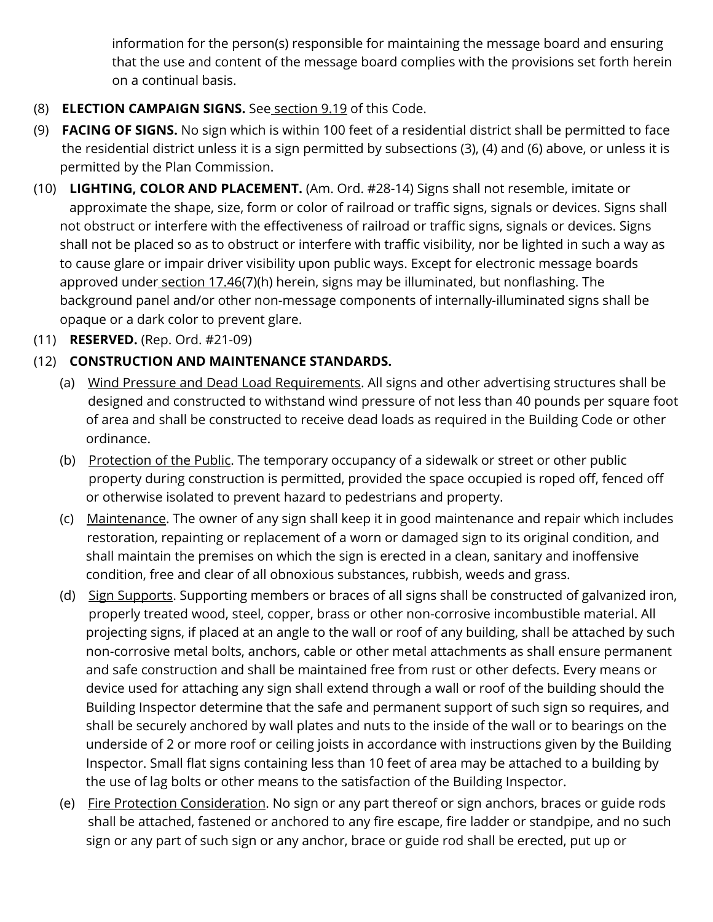information for the person(s) responsible for maintaining the message board and ensuring that the use and content of the message board complies with the provisions set forth herein on a continual basis.

(8) **ELECTION CAMPAIGN SIGNS.** See section 9.19 of this Code.

(9) **FACING OF SIGNS.** No sign which is within 100 feet of a residential district shall be permitted to face the residential district unless it is a sign permitted by subsections (3), (4) and (6) above, or unless it is permitted by the Plan Commission.

(10) **LIGHTING, COLOR AND PLACEMENT.** (Am. Ord. #28-14) Signs shall not resemble, imitate or approximate the shape, size, form or color of railroad or traffic signs, signals or devices. Signs shall not obstruct or interfere with the effectiveness of railroad or traffic signs, signals or devices. Signs shall not be placed so as to obstruct or interfere with traffic visibility, nor be lighted in such a way as to cause glare or impair driver visibility upon public ways. Except for electronic message boards approved under section 17.46(7)(h) herein, signs may be illuminated, but nonflashing. The background panel and/or other non-message components of internally-illuminated signs shall be opaque or a dark color to prevent glare.

(11) **RESERVED.** (Rep. Ord. #21-09)

(12) **CONSTRUCTION AND MAINTENANCE STANDARDS.**

(a) Wind Pressure and Dead Load Requirements. All signs and other advertising structures shall be designed and constructed to withstand wind pressure of not less than 40 pounds per square foot of area and shall be constructed to receive dead loads as required in the Building Code or other ordinance.

(b) Protection of the Public. The temporary occupancy of a sidewalk or street or other public property during construction is permitted, provided the space occupied is roped off, fenced off or otherwise isolated to prevent hazard to pedestrians and property.

(c) Maintenance. The owner of any sign shall keep it in good maintenance and repair which includes restoration, repainting or replacement of a worn or damaged sign to its original condition, and shall maintain the premises on which the sign is erected in a clean, sanitary and inoffensive condition, free and clear of all obnoxious substances, rubbish, weeds and grass.

(d) Sign Supports. Supporting members or braces of all signs shall be constructed of galvanized iron, properly treated wood, steel, copper, brass or other non-corrosive incombustible material. All projecting signs, if placed at an angle to the wall or roof of any building, shall be attached by such non-corrosive metal bolts, anchors, cable or other metal attachments as shall ensure permanent and safe construction and shall be maintained free from rust or other defects. Every means or device used for attaching any sign shall extend through a wall or roof of the building should the Building Inspector determine that the safe and permanent support of such sign so requires, and shall be securely anchored by wall plates and nuts to the inside of the wall or to bearings on the underside of 2 or more roof or ceiling joists in accordance with instructions given by the Building Inspector. Small flat signs containing less than 10 feet of area may be attached to a building by the use of lag bolts or other means to the satisfaction of the Building Inspector.

(e) Fire Protection Consideration. No sign or any part thereof or sign anchors, braces or guide rods shall be attached, fastened or anchored to any fire escape, fire ladder or standpipe, and no such sign or any part of such sign or any anchor, brace or guide rod shall be erected, put up or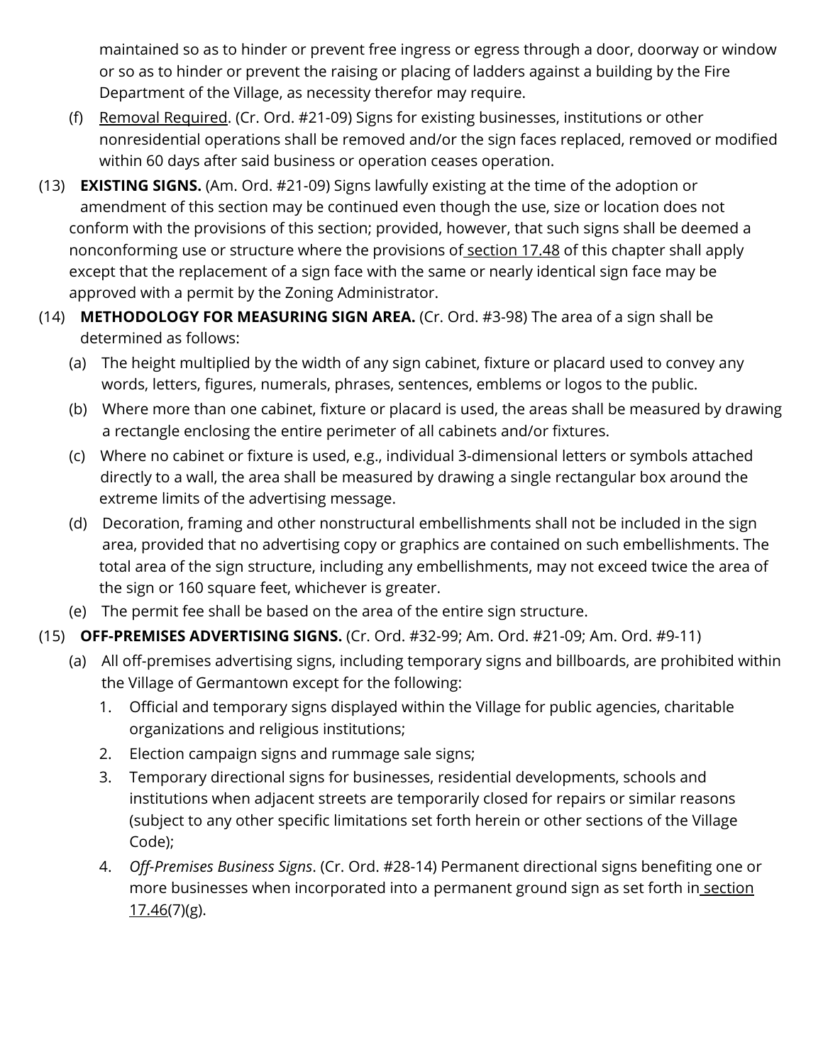maintained so as to hinder or prevent free ingress or egress through a door, doorway or window or so as to hinder or prevent the raising or placing of ladders against a building by the Fire Department of the Village, as necessity therefor may require.

(f) Removal Required. (Cr. Ord. #21-09) Signs for existing businesses, institutions or other nonresidential operations shall be removed and/or the sign faces replaced, removed or modified within 60 days after said business or operation ceases operation.

(13) **EXISTING SIGNS.** (Am. Ord. #21-09) Signs lawfully existing at the time of the adoption or amendment of this section may be continued even though the use, size or location does not conform with the provisions of this section; provided, however, that such signs shall be deemed a nonconforming use or structure where the provisions of section 17.48 of this chapter shall apply except that the replacement of a sign face with the same or nearly identical sign face may be approved with a permit by the Zoning Administrator.

(14) **METHODOLOGY FOR MEASURING SIGN AREA.** (Cr. Ord. #3-98) The area of a sign shall be determined as follows:

(a) The height multiplied by the width of any sign cabinet, fixture or placard used to convey any words, letters, figures, numerals, phrases, sentences, emblems or logos to the public.

(b) Where more than one cabinet, fixture or placard is used, the areas shall be measured by drawing a rectangle enclosing the entire perimeter of all cabinets and/or fixtures.

(c) Where no cabinet or fixture is used, e.g., individual 3-dimensional letters or symbols attached directly to a wall, the area shall be measured by drawing a single rectangular box around the extreme limits of the advertising message.

(d) Decoration, framing and other nonstructural embellishments shall not be included in the sign area, provided that no advertising copy or graphics are contained on such embellishments. The total area of the sign structure, including any embellishments, may not exceed twice the area of the sign or 160 square feet, whichever is greater.

(e) The permit fee shall be based on the area of the entire sign structure.

(15) **OFF-PREMISES ADVERTISING SIGNS.** (Cr. Ord. #32-99; Am. Ord. #21-09; Am. Ord. #9-11)

(a) All off-premises advertising signs, including temporary signs and billboards, are prohibited within the Village of Germantown except for the following:

1. Official and temporary signs displayed within the Village for public agencies, charitable organizations and religious institutions;
2. Election campaign signs and rummage sale signs;
3. Temporary directional signs for businesses, residential developments, schools and institutions when adjacent streets are temporarily closed for repairs or similar reasons (subject to any other specific limitations set forth herein or other sections of the Village Code);
4. *Off-Premises Business Signs*. (Cr. Ord. #28-14) Permanent directional signs benefiting one or more businesses when incorporated into a permanent ground sign as set forth in section 17.46(7)(g).